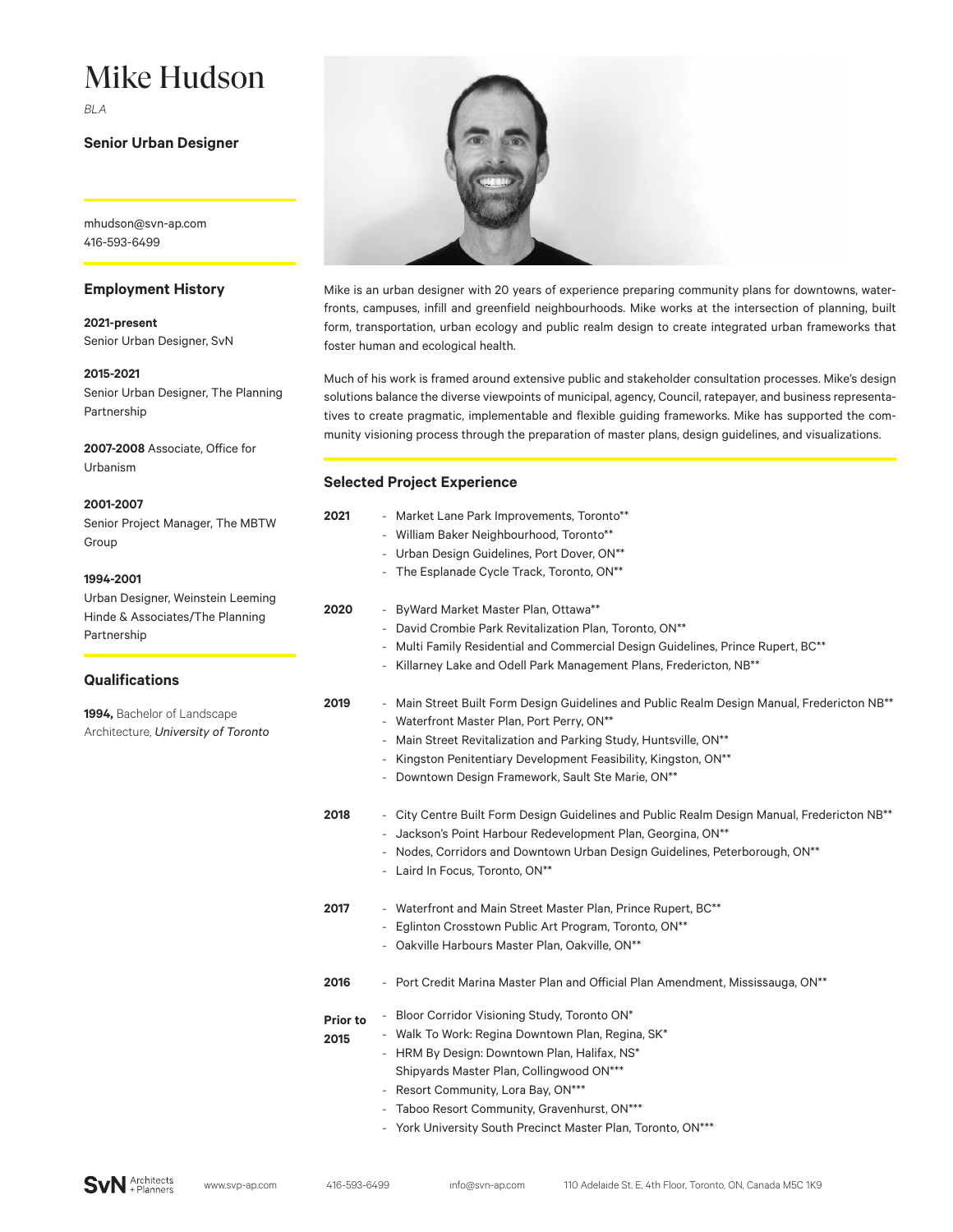# Mike Hudson

*BLA*

**Senior Urban Designer**

mhudson@svn-ap.com
416-593-6499

## Employment History

**2021-present**
Senior Urban Designer, SvN

**2015-2021**
Senior Urban Designer, The Planning Partnership

**2007-2008** Associate, Office for Urbanism

**2001-2007**
Senior Project Manager, The MBTW Group

**1994-2001**
Urban Designer, Weinstein Leeming Hinde & Associates/The Planning Partnership

## Qualifications

**1994,** Bachelor of Landscape Architecture, *University of Toronto*

Mike is an urban designer with 20 years of experience preparing community plans for downtowns, waterfronts, campuses, infill and greenfield neighbourhoods. Mike works at the intersection of planning, built form, transportation, urban ecology and public realm design to create integrated urban frameworks that foster human and ecological health.

Much of his work is framed around extensive public and stakeholder consultation processes. Mike's design solutions balance the diverse viewpoints of municipal, agency, Council, ratepayer, and business representatives to create pragmatic, implementable and flexible guiding frameworks. Mike has supported the community visioning process through the preparation of master plans, design guidelines, and visualizations.

## Selected Project Experience

**2021**
- Market Lane Park Improvements, Toronto**
- William Baker Neighbourhood, Toronto**
- Urban Design Guidelines, Port Dover, ON**
- The Esplanade Cycle Track, Toronto, ON**

**2020**
- ByWard Market Master Plan, Ottawa**
- David Crombie Park Revitalization Plan, Toronto, ON**
- Multi Family Residential and Commercial Design Guidelines, Prince Rupert, BC**
- Killarney Lake and Odell Park Management Plans, Fredericton, NB**

**2019**
- Main Street Built Form Design Guidelines and Public Realm Design Manual, Fredericton NB**
- Waterfront Master Plan, Port Perry, ON**
- Main Street Revitalization and Parking Study, Huntsville, ON**
- Kingston Penitentiary Development Feasibility, Kingston, ON**
- Downtown Design Framework, Sault Ste Marie, ON**

**2018**
- City Centre Built Form Design Guidelines and Public Realm Design Manual, Fredericton NB**
- Jackson's Point Harbour Redevelopment Plan, Georgina, ON**
- Nodes, Corridors and Downtown Urban Design Guidelines, Peterborough, ON**
- Laird In Focus, Toronto, ON**

**2017**
- Waterfront and Main Street Master Plan, Prince Rupert, BC**
- Eglinton Crosstown Public Art Program, Toronto, ON**
- Oakville Harbours Master Plan, Oakville, ON**

**2016**
- Port Credit Marina Master Plan and Official Plan Amendment, Mississauga, ON**

**Prior to 2015**
- Bloor Corridor Visioning Study, Toronto ON*
- Walk To Work: Regina Downtown Plan, Regina, SK*
- HRM By Design: Downtown Plan, Halifax, NS*
  Shipyards Master Plan, Collingwood ON***
- Resort Community, Lora Bay, ON***
- Taboo Resort Community, Gravenhurst, ON***
- York University South Precinct Master Plan, Toronto, ON***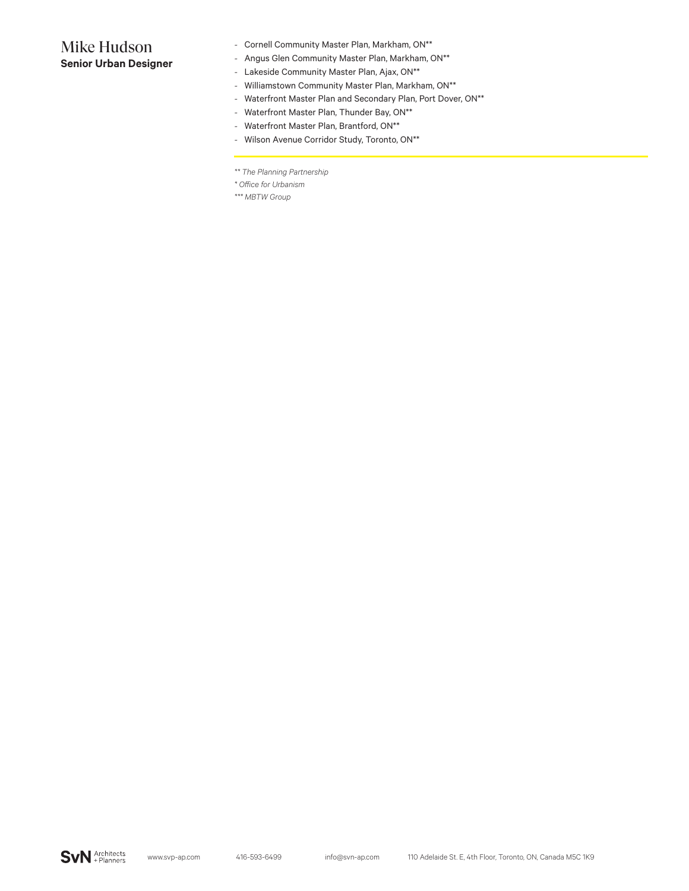# Mike Hudson
**Senior Urban Designer**

- Cornell Community Master Plan, Markham, ON**
- Angus Glen Community Master Plan, Markham, ON**
- Lakeside Community Master Plan, Ajax, ON**
- Williamstown Community Master Plan, Markham, ON**
- Waterfront Master Plan and Secondary Plan, Port Dover, ON**
- Waterfront Master Plan, Thunder Bay, ON**
- Waterfront Master Plan, Brantford, ON**
- Wilson Avenue Corridor Study, Toronto, ON**

---

*** The Planning Partnership*

** Office for Urbanism*

**** MBTW Group*

SvN Architects + Planners www.svp-ap.com 416-593-6499 info@svn-ap.com 110 Adelaide St. E, 4th Floor, Toronto, ON, Canada M5C 1K9